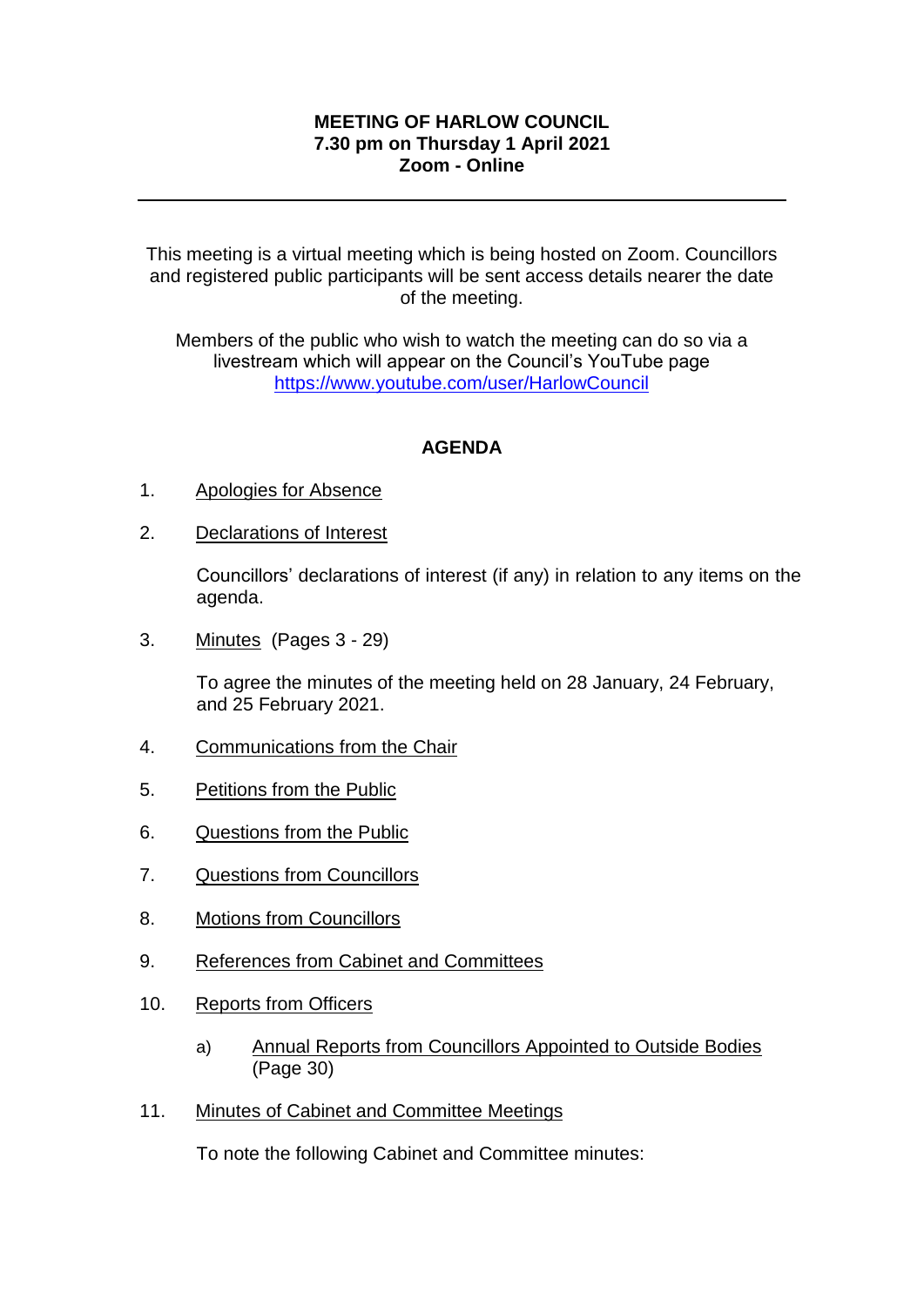**MEETING OF HARLOW COUNCIL**
**7.30 pm on Thursday 1 April 2021**
**Zoom - Online**

---

This meeting is a virtual meeting which is being hosted on Zoom. Councillors and registered public participants will be sent access details nearer the date of the meeting.

Members of the public who wish to watch the meeting can do so via a livestream which will appear on the Council's YouTube page https://www.youtube.com/user/HarlowCouncil

**AGENDA**

1. Apologies for Absence

2. Declarations of Interest

   Councillors' declarations of interest (if any) in relation to any items on the agenda.

3. Minutes (Pages 3 - 29)

   To agree the minutes of the meeting held on 28 January, 24 February, and 25 February 2021.

4. Communications from the Chair

5. Petitions from the Public

6. Questions from the Public

7. Questions from Councillors

8. Motions from Councillors

9. References from Cabinet and Committees

10. Reports from Officers

    a) Annual Reports from Councillors Appointed to Outside Bodies (Page 30)

11. Minutes of Cabinet and Committee Meetings

    To note the following Cabinet and Committee minutes: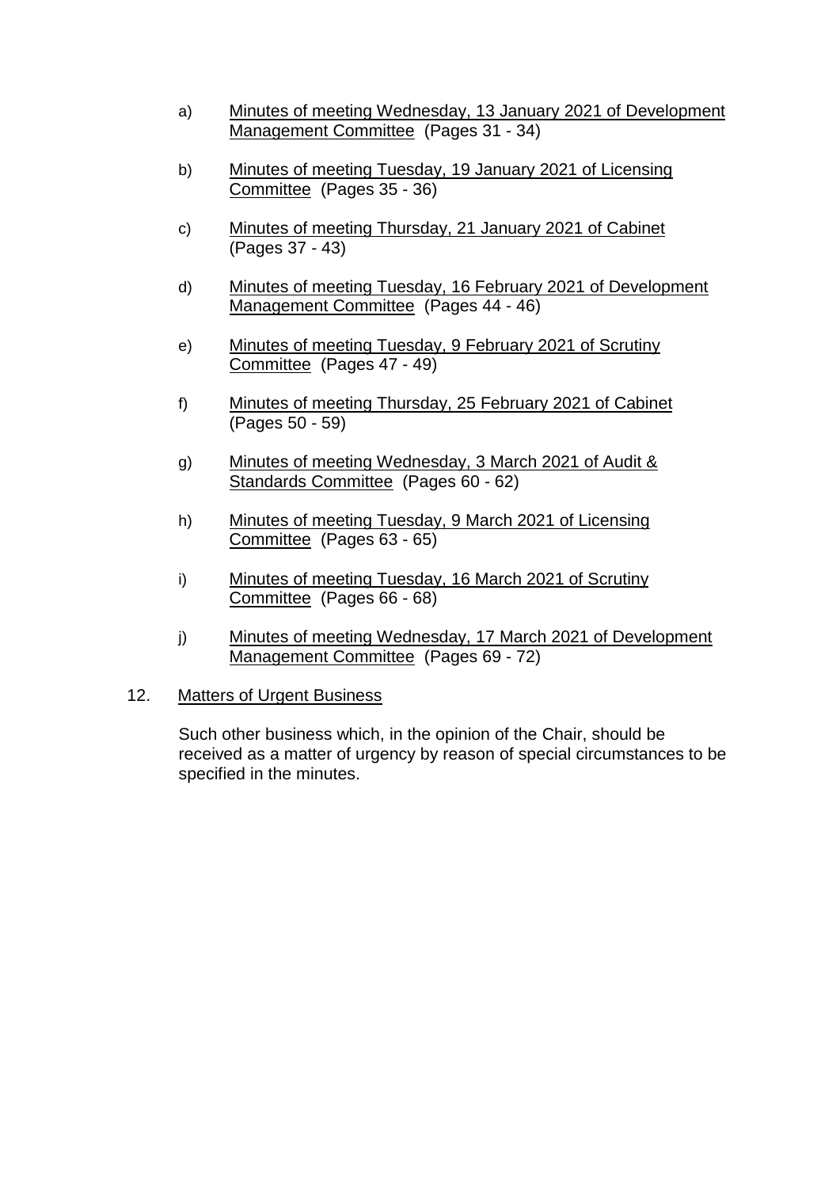a) Minutes of meeting Wednesday, 13 January 2021 of Development Management Committee (Pages 31 - 34)

b) Minutes of meeting Tuesday, 19 January 2021 of Licensing Committee (Pages 35 - 36)

c) Minutes of meeting Thursday, 21 January 2021 of Cabinet (Pages 37 - 43)

d) Minutes of meeting Tuesday, 16 February 2021 of Development Management Committee (Pages 44 - 46)

e) Minutes of meeting Tuesday, 9 February 2021 of Scrutiny Committee (Pages 47 - 49)

f) Minutes of meeting Thursday, 25 February 2021 of Cabinet (Pages 50 - 59)

g) Minutes of meeting Wednesday, 3 March 2021 of Audit & Standards Committee (Pages 60 - 62)

h) Minutes of meeting Tuesday, 9 March 2021 of Licensing Committee (Pages 63 - 65)

i) Minutes of meeting Tuesday, 16 March 2021 of Scrutiny Committee (Pages 66 - 68)

j) Minutes of meeting Wednesday, 17 March 2021 of Development Management Committee (Pages 69 - 72)

12. Matters of Urgent Business

Such other business which, in the opinion of the Chair, should be received as a matter of urgency by reason of special circumstances to be specified in the minutes.